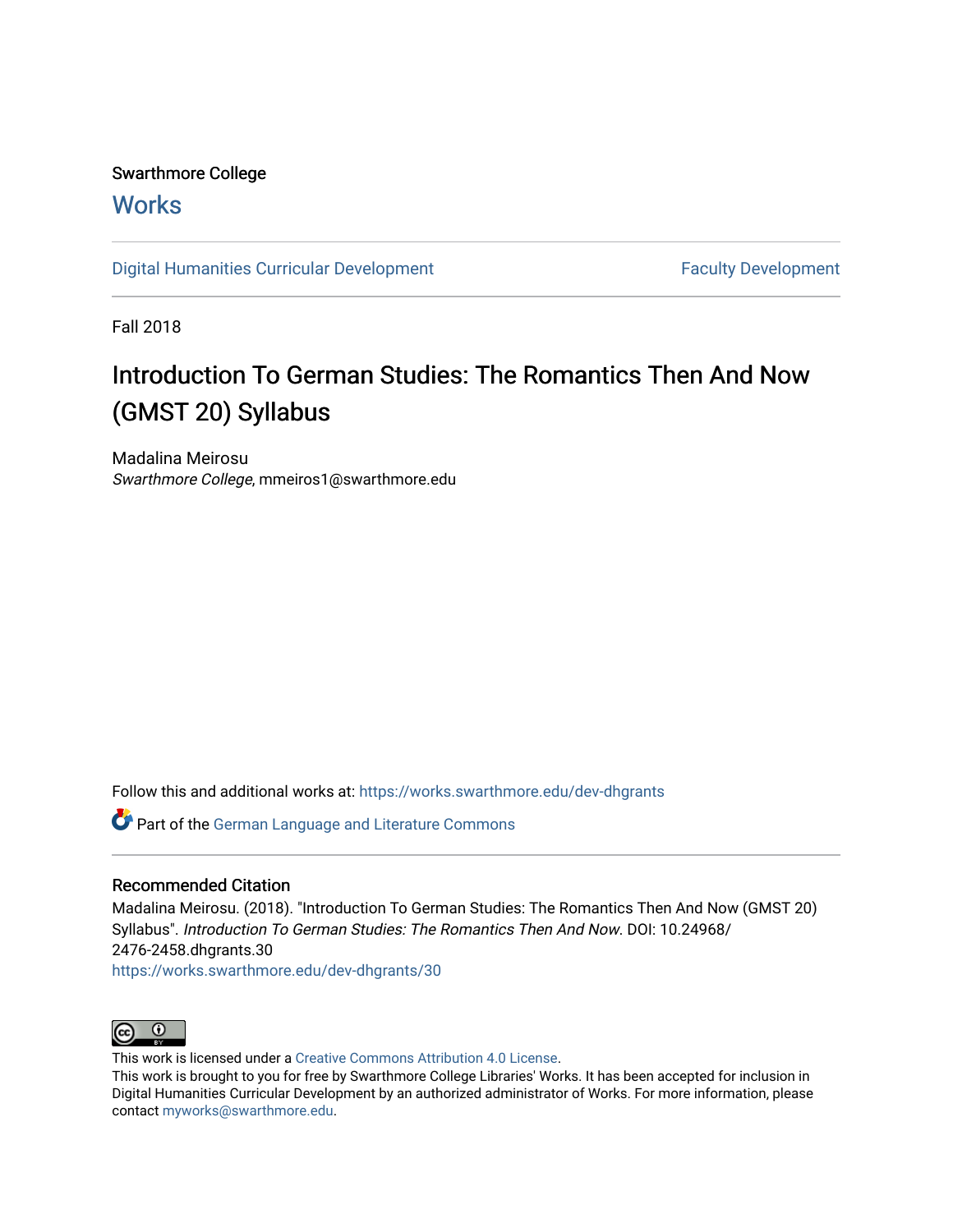Swarthmore College

# Works

Digital Humanities Curricular Development | Faculty Development

Fall 2018

## Introduction To German Studies: The Romantics Then And Now (GMST 20) Syllabus

Madalina Meirosu
*Swarthmore College*, mmeiros1@swarthmore.edu

Follow this and additional works at: https://works.swarthmore.edu/dev-dhgrants

Part of the German Language and Literature Commons

### Recommended Citation

Madalina Meirosu. (2018). "Introduction To German Studies: The Romantics Then And Now (GMST 20) Syllabus". *Introduction To German Studies: The Romantics Then And Now.* DOI: 10.24968/2476-2458.dhgrants.30
https://works.swarthmore.edu/dev-dhgrants/30

This work is licensed under a Creative Commons Attribution 4.0 License.
This work is brought to you for free by Swarthmore College Libraries' Works. It has been accepted for inclusion in Digital Humanities Curricular Development by an authorized administrator of Works. For more information, please contact myworks@swarthmore.edu.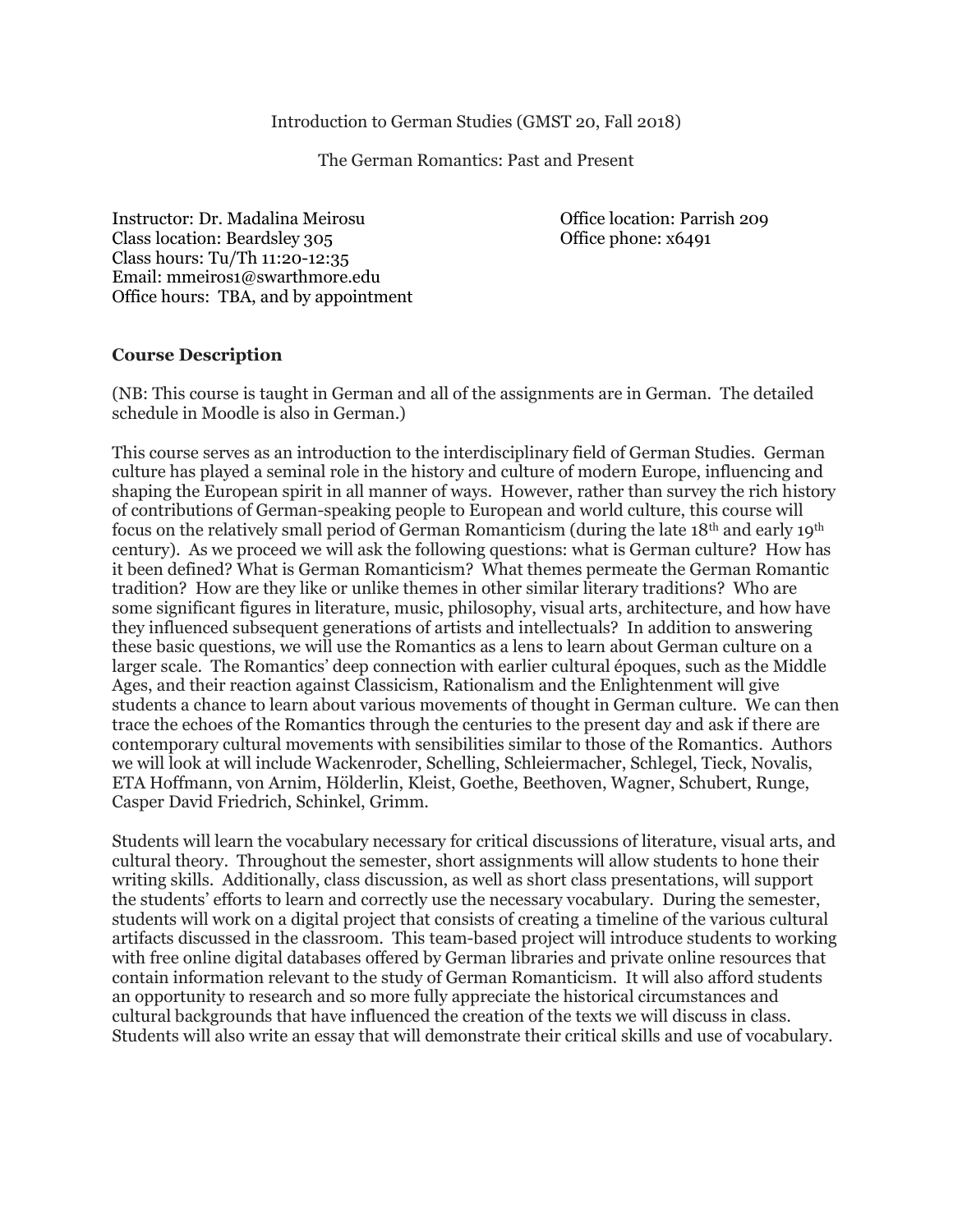Introduction to German Studies (GMST 20, Fall 2018)

The German Romantics: Past and Present

Instructor: Dr. Madalina Meirosu
Class location: Beardsley 305
Class hours: Tu/Th 11:20-12:35
Email: mmeiros1@swarthmore.edu
Office hours: TBA, and by appointment

Office location: Parrish 209
Office phone: x6491

**Course Description**

(NB: This course is taught in German and all of the assignments are in German. The detailed schedule in Moodle is also in German.)

This course serves as an introduction to the interdisciplinary field of German Studies. German culture has played a seminal role in the history and culture of modern Europe, influencing and shaping the European spirit in all manner of ways. However, rather than survey the rich history of contributions of German-speaking people to European and world culture, this course will focus on the relatively small period of German Romanticism (during the late 18th and early 19th century). As we proceed we will ask the following questions: what is German culture? How has it been defined? What is German Romanticism? What themes permeate the German Romantic tradition? How are they like or unlike themes in other similar literary traditions? Who are some significant figures in literature, music, philosophy, visual arts, architecture, and how have they influenced subsequent generations of artists and intellectuals? In addition to answering these basic questions, we will use the Romantics as a lens to learn about German culture on a larger scale. The Romantics' deep connection with earlier cultural époques, such as the Middle Ages, and their reaction against Classicism, Rationalism and the Enlightenment will give students a chance to learn about various movements of thought in German culture. We can then trace the echoes of the Romantics through the centuries to the present day and ask if there are contemporary cultural movements with sensibilities similar to those of the Romantics. Authors we will look at will include Wackenroder, Schelling, Schleiermacher, Schlegel, Tieck, Novalis, ETA Hoffmann, von Arnim, Hölderlin, Kleist, Goethe, Beethoven, Wagner, Schubert, Runge, Casper David Friedrich, Schinkel, Grimm.

Students will learn the vocabulary necessary for critical discussions of literature, visual arts, and cultural theory. Throughout the semester, short assignments will allow students to hone their writing skills. Additionally, class discussion, as well as short class presentations, will support the students' efforts to learn and correctly use the necessary vocabulary. During the semester, students will work on a digital project that consists of creating a timeline of the various cultural artifacts discussed in the classroom. This team-based project will introduce students to working with free online digital databases offered by German libraries and private online resources that contain information relevant to the study of German Romanticism. It will also afford students an opportunity to research and so more fully appreciate the historical circumstances and cultural backgrounds that have influenced the creation of the texts we will discuss in class. Students will also write an essay that will demonstrate their critical skills and use of vocabulary.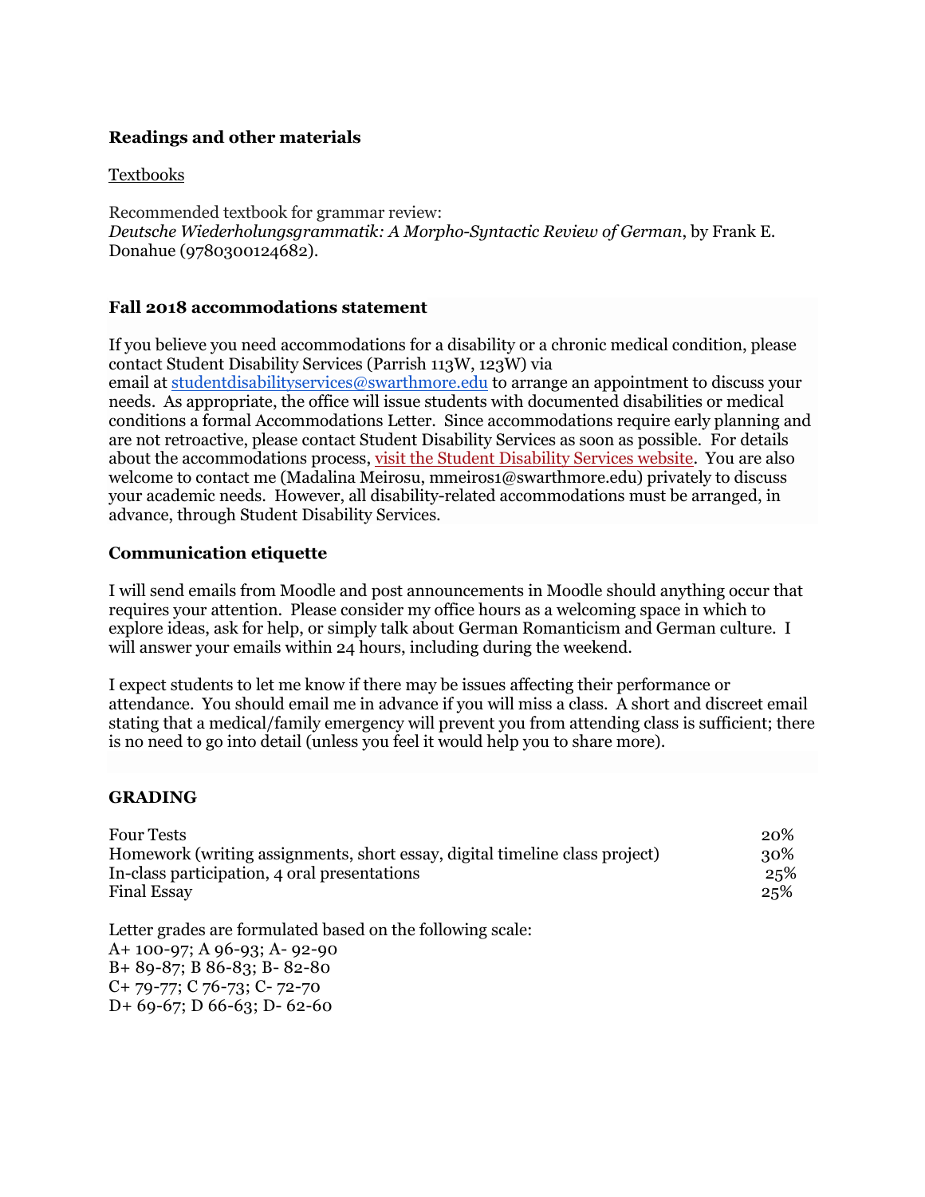**Readings and other materials**

Textbooks

Recommended textbook for grammar review:
*Deutsche Wiederholungsgrammatik: A Morpho-Syntactic Review of German*, by Frank E. Donahue (9780300124682).

**Fall 2018 accommodations statement**

If you believe you need accommodations for a disability or a chronic medical condition, please contact Student Disability Services (Parrish 113W, 123W) via email at studentdisabilityservices@swarthmore.edu to arrange an appointment to discuss your needs. As appropriate, the office will issue students with documented disabilities or medical conditions a formal Accommodations Letter. Since accommodations require early planning and are not retroactive, please contact Student Disability Services as soon as possible. For details about the accommodations process, visit the Student Disability Services website. You are also welcome to contact me (Madalina Meirosu, mmeiros1@swarthmore.edu) privately to discuss your academic needs. However, all disability-related accommodations must be arranged, in advance, through Student Disability Services.

**Communication etiquette**

I will send emails from Moodle and post announcements in Moodle should anything occur that requires your attention. Please consider my office hours as a welcoming space in which to explore ideas, ask for help, or simply talk about German Romanticism and German culture. I will answer your emails within 24 hours, including during the weekend.

I expect students to let me know if there may be issues affecting their performance or attendance. You should email me in advance if you will miss a class. A short and discreet email stating that a medical/family emergency will prevent you from attending class is sufficient; there is no need to go into detail (unless you feel it would help you to share more).

**GRADING**

| | |
|---|---|
| Four Tests | 20% |
| Homework (writing assignments, short essay, digital timeline class project) | 30% |
| In-class participation, 4 oral presentations | 25% |
| Final Essay | 25% |

Letter grades are formulated based on the following scale:
A+ 100-97; A 96-93; A- 92-90
B+ 89-87; B 86-83; B- 82-80
C+ 79-77; C 76-73; C- 72-70
D+ 69-67; D 66-63; D- 62-60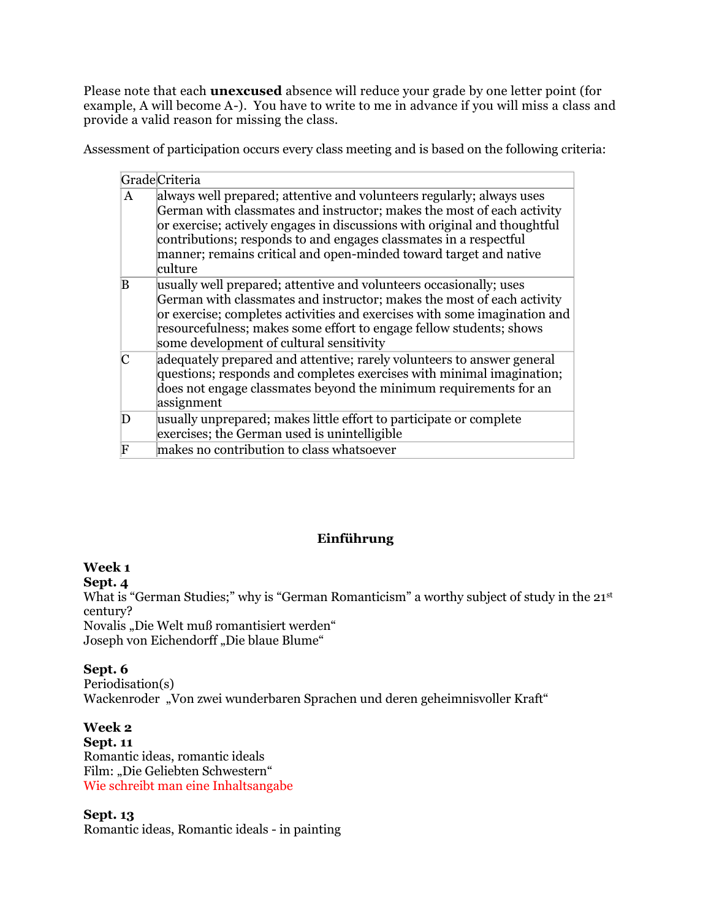Please note that each **unexcused** absence will reduce your grade by one letter point (for example, A will become A-). You have to write to me in advance if you will miss a class and provide a valid reason for missing the class.

Assessment of participation occurs every class meeting and is based on the following criteria:

| Grade | Criteria |
|---|---|
| A | always well prepared; attentive and volunteers regularly; always uses German with classmates and instructor; makes the most of each activity or exercise; actively engages in discussions with original and thoughtful contributions; responds to and engages classmates in a respectful manner; remains critical and open-minded toward target and native culture |
| B | usually well prepared; attentive and volunteers occasionally; uses German with classmates and instructor; makes the most of each activity or exercise; completes activities and exercises with some imagination and resourcefulness; makes some effort to engage fellow students; shows some development of cultural sensitivity |
| C | adequately prepared and attentive; rarely volunteers to answer general questions; responds and completes exercises with minimal imagination; does not engage classmates beyond the minimum requirements for an assignment |
| D | usually unprepared; makes little effort to participate or complete exercises; the German used is unintelligible |
| F | makes no contribution to class whatsoever |

## Einführung

**Week 1**
**Sept. 4**
What is "German Studies;" why is "German Romanticism" a worthy subject of study in the 21st century?
Novalis „Die Welt muß romantisiert werden"
Joseph von Eichendorff „Die blaue Blume"

**Sept. 6**
Periodisation(s)
Wackenroder „Von zwei wunderbaren Sprachen und deren geheimnisvoller Kraft"

**Week 2**
**Sept. 11**
Romantic ideas, romantic ideals
Film: „Die Geliebten Schwestern"
Wie schreibt man eine Inhaltsangabe

**Sept. 13**
Romantic ideas, Romantic ideals - in painting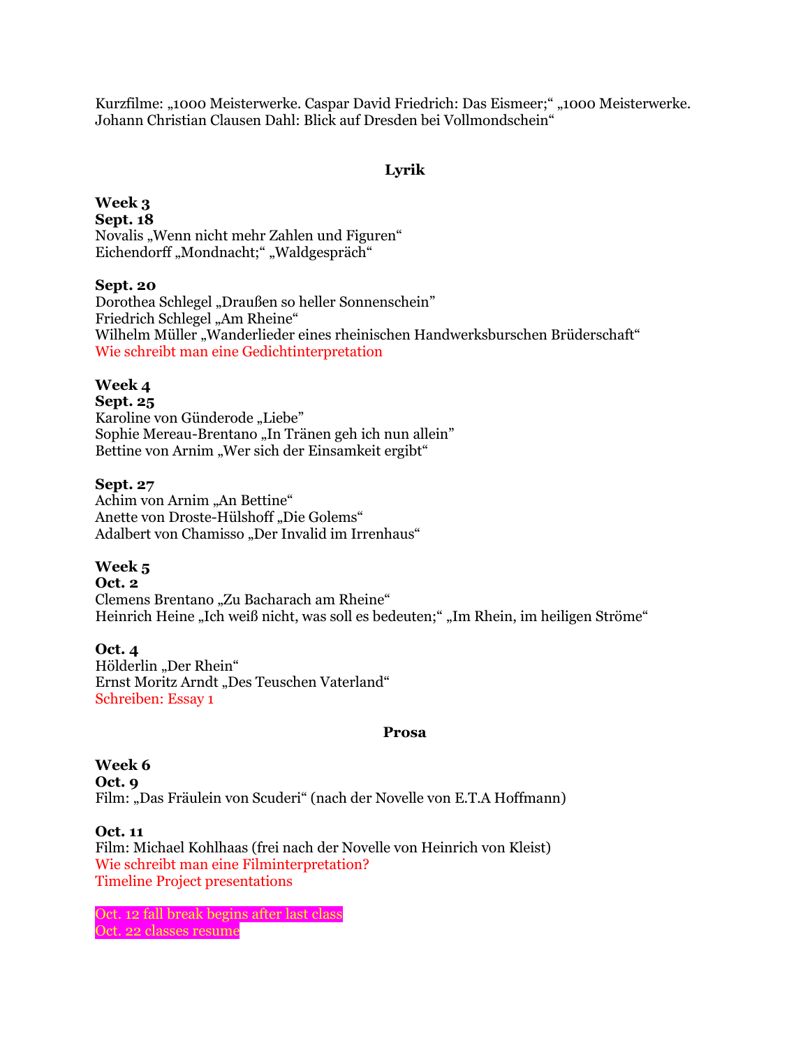Kurzfilme: „1000 Meisterwerke. Caspar David Friedrich: Das Eismeer;“ „1000 Meisterwerke. Johann Christian Clausen Dahl: Blick auf Dresden bei Vollmondschein“

## Lyrik

**Week 3**
**Sept. 18**
Novalis „Wenn nicht mehr Zahlen und Figuren“
Eichendorff „Mondnacht;“ „Waldgespräch“

**Sept. 20**
Dorothea Schlegel „Draußen so heller Sonnenschein”
Friedrich Schlegel „Am Rheine“
Wilhelm Müller „Wanderlieder eines rheinischen Handwerksburschen Brüderschaft“
Wie schreibt man eine Gedichtinterpretation

**Week 4**
**Sept. 25**
Karoline von Günderode „Liebe”
Sophie Mereau-Brentano „In Tränen geh ich nun allein”
Bettine von Arnim „Wer sich der Einsamkeit ergibt“

**Sept. 27**
Achim von Arnim „An Bettine“
Anette von Droste-Hülshoff „Die Golems“
Adalbert von Chamisso „Der Invalid im Irrenhaus“

**Week 5**
**Oct. 2**
Clemens Brentano „Zu Bacharach am Rheine“
Heinrich Heine „Ich weiß nicht, was soll es bedeuten;“ „Im Rhein, im heiligen Ströme“

**Oct. 4**
Hölderlin „Der Rhein“
Ernst Moritz Arndt „Des Teuschen Vaterland“
Schreiben: Essay 1

## Prosa

**Week 6**
**Oct. 9**
Film: „Das Fräulein von Scuderi“ (nach der Novelle von E.T.A Hoffmann)

**Oct. 11**
Film: Michael Kohlhaas (frei nach der Novelle von Heinrich von Kleist)
Wie schreibt man eine Filminterpretation?
Timeline Project presentations

Oct. 12 fall break begins after last class
Oct. 22 classes resume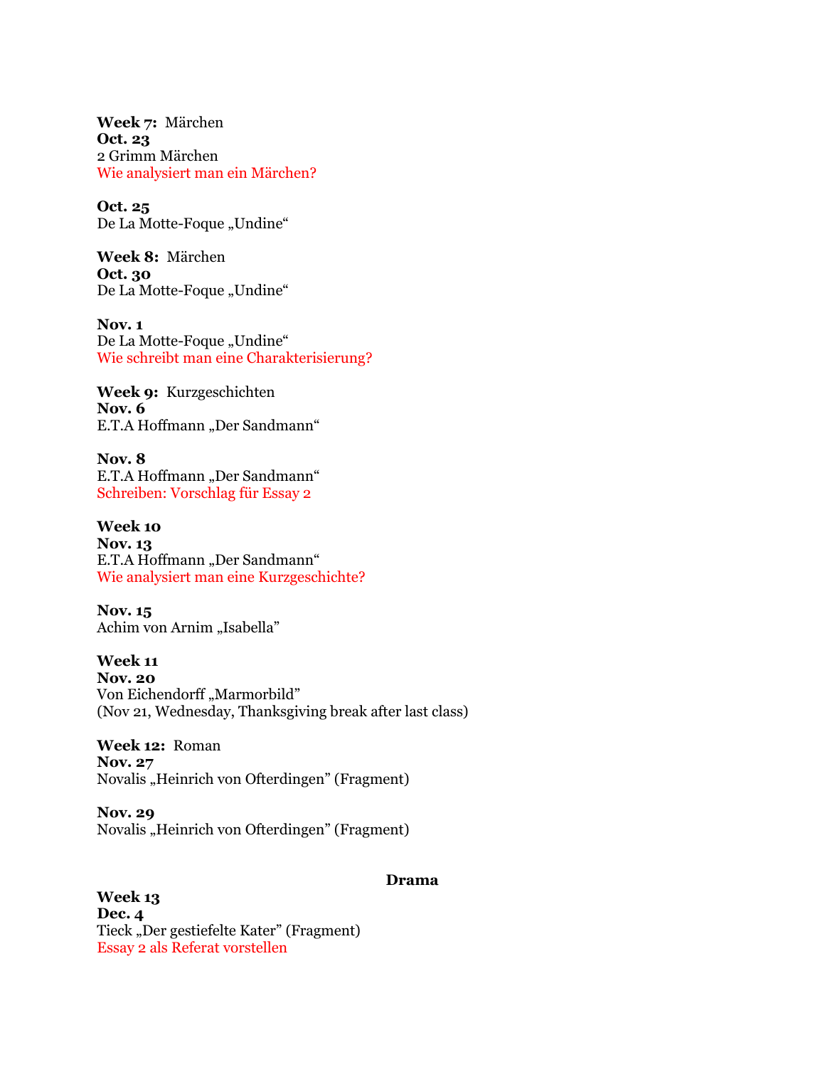**Week 7:** Märchen
**Oct. 23**
2 Grimm Märchen
Wie analysiert man ein Märchen?

**Oct. 25**
De La Motte-Foque „Undine“

**Week 8:** Märchen
**Oct. 30**
De La Motte-Foque „Undine“

**Nov. 1**
De La Motte-Foque „Undine“
Wie schreibt man eine Charakterisierung?

**Week 9:** Kurzgeschichten
**Nov. 6**
E.T.A Hoffmann „Der Sandmann“

**Nov. 8**
E.T.A Hoffmann „Der Sandmann“
Schreiben: Vorschlag für Essay 2

**Week 10**
**Nov. 13**
E.T.A Hoffmann „Der Sandmann“
Wie analysiert man eine Kurzgeschichte?

**Nov. 15**
Achim von Arnim „Isabella"

**Week 11**
**Nov. 20**
Von Eichendorff „Marmorbild"
(Nov 21, Wednesday, Thanksgiving break after last class)

**Week 12:** Roman
**Nov. 27**
Novalis „Heinrich von Ofterdingen" (Fragment)

**Nov. 29**
Novalis „Heinrich von Ofterdingen" (Fragment)

## Drama

**Week 13**
**Dec. 4**
Tieck „Der gestiefelte Kater" (Fragment)
Essay 2 als Referat vorstellen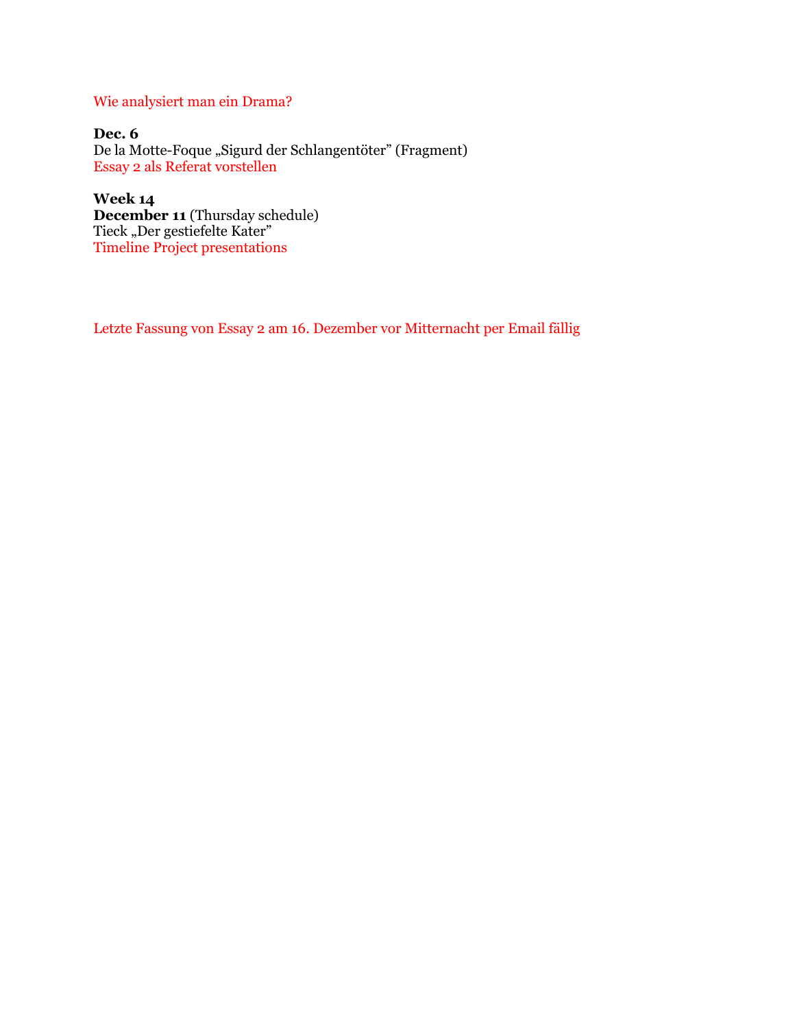Wie analysiert man ein Drama?

**Dec. 6**
De la Motte-Foque „Sigurd der Schlangentöter" (Fragment)
Essay 2 als Referat vorstellen

**Week 14**
**December 11** (Thursday schedule)
Tieck „Der gestiefelte Kater"
Timeline Project presentations

Letzte Fassung von Essay 2 am 16. Dezember vor Mitternacht per Email fällig